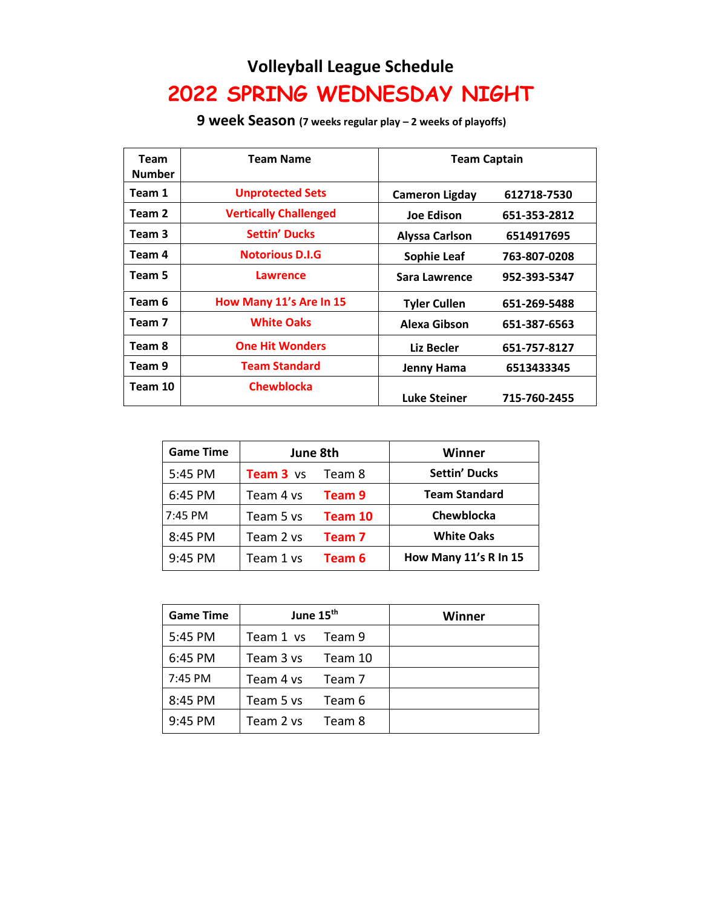# Volleyball League Schedule

# 2022 SPRING WEDNESDAY NIGHT

**9 week Season** **(7 weeks regular play – 2 weeks of playoffs)**

| Team Number | Team Name | Team Captain | |
|---|---|---|---|
| Team 1 | Unprotected Sets | Cameron Ligday | 612718-7530 |
| Team 2 | Vertically Challenged | Joe Edison | 651-353-2812 |
| Team 3 | Settin' Ducks | Alyssa Carlson | 6514917695 |
| Team 4 | Notorious D.I.G | Sophie Leaf | 763-807-0208 |
| Team 5 | Lawrence | Sara Lawrence | 952-393-5347 |
| Team 6 | How Many 11's Are In 15 | Tyler Cullen | 651-269-5488 |
| Team 7 | White Oaks | Alexa Gibson | 651-387-6563 |
| Team 8 | One Hit Wonders | Liz Becler | 651-757-8127 |
| Team 9 | Team Standard | Jenny Hama | 6513433345 |
| Team 10 | Chewblocka | Luke Steiner | 715-760-2455 |

| Game Time | June 8th | | Winner |
|---|---|---|---|
| 5:45 PM | **Team 3** vs | Team 8 | Settin' Ducks |
| 6:45 PM | Team 4 vs | **Team 9** | Team Standard |
| 7:45 PM | Team 5 vs | **Team 10** | Chewblocka |
| 8:45 PM | Team 2 vs | **Team 7** | White Oaks |
| 9:45 PM | Team 1 vs | **Team 6** | How Many 11's R In 15 |

| Game Time | June 15th | | Winner |
|---|---|---|---|
| 5:45 PM | Team 1 vs | Team 9 | |
| 6:45 PM | Team 3 vs | Team 10 | |
| 7:45 PM | Team 4 vs | Team 7 | |
| 8:45 PM | Team 5 vs | Team 6 | |
| 9:45 PM | Team 2 vs | Team 8 | |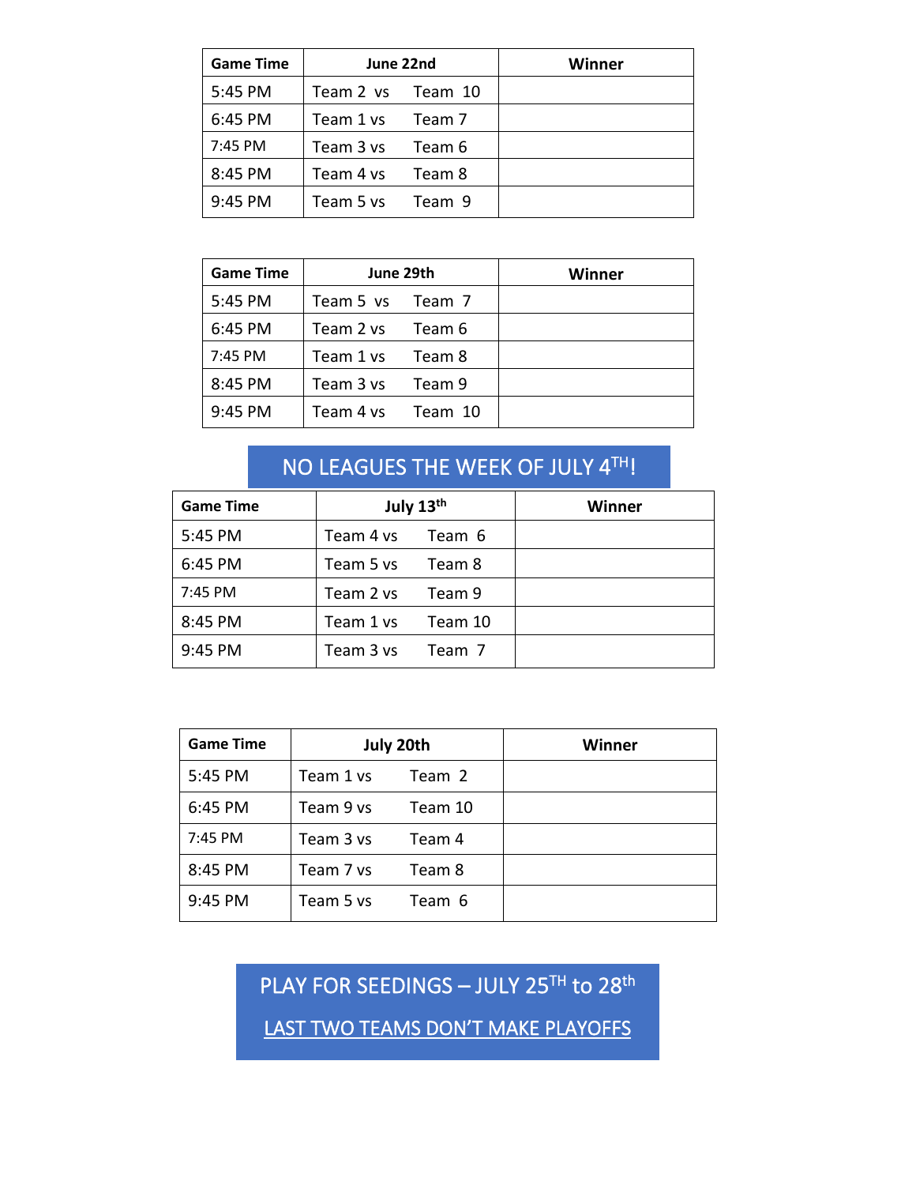| Game Time | June 22nd | Winner |
|---|---|---|
| 5:45 PM | Team 2 vs Team 10 | |
| 6:45 PM | Team 1 vs Team 7 | |
| 7:45 PM | Team 3 vs Team 6 | |
| 8:45 PM | Team 4 vs Team 8 | |
| 9:45 PM | Team 5 vs Team 9 | |

| Game Time | June 29th | Winner |
|---|---|---|
| 5:45 PM | Team 5 vs Team 7 | |
| 6:45 PM | Team 2 vs Team 6 | |
| 7:45 PM | Team 1 vs Team 8 | |
| 8:45 PM | Team 3 vs Team 9 | |
| 9:45 PM | Team 4 vs Team 10 | |

NO LEAGUES THE WEEK OF JULY 4TH!

| Game Time | July 13th | Winner |
|---|---|---|
| 5:45 PM | Team 4 vs Team 6 | |
| 6:45 PM | Team 5 vs Team 8 | |
| 7:45 PM | Team 2 vs Team 9 | |
| 8:45 PM | Team 1 vs Team 10 | |
| 9:45 PM | Team 3 vs Team 7 | |

| Game Time | July 20th | Winner |
|---|---|---|
| 5:45 PM | Team 1 vs Team 2 | |
| 6:45 PM | Team 9 vs Team 10 | |
| 7:45 PM | Team 3 vs Team 4 | |
| 8:45 PM | Team 7 vs Team 8 | |
| 9:45 PM | Team 5 vs Team 6 | |

PLAY FOR SEEDINGS – JULY 25TH to 28th

LAST TWO TEAMS DON'T MAKE PLAYOFFS